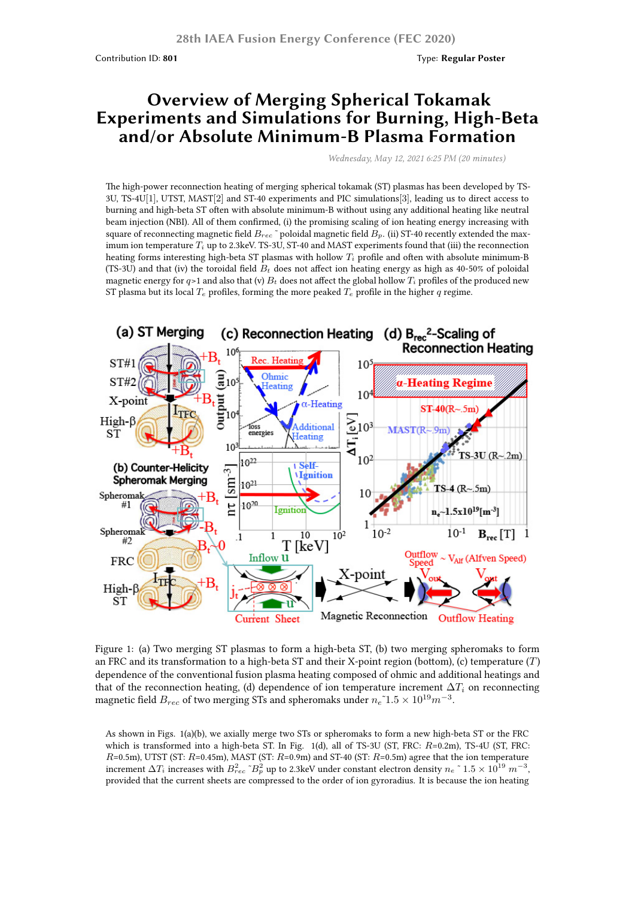Contribution ID: **801** Type: **Regular Poster**

# Overview of Merging Spherical Tokamak Experiments and Simulations for Burning, High-Beta and/or Absolute Minimum-B Plasma Formation

*Wednesday, May 12, 2021 6:25 PM (20 minutes)*

The high-power reconnection heating of merging spherical tokamak (ST) plasmas has been developed by TS-3U, TS-4U[1], UTST, MAST[2] and ST-40 experiments and PIC simulations[3], leading us to direct access to burning and high-beta ST often with absolute minimum-B without using any additional heating like neutral beam injection (NBI). All of them confirmed, (i) the promising scaling of ion heating energy increasing with square of reconnecting magnetic field $B_{rec}$ ˜ poloidal magnetic field $B_p$. (ii) ST-40 recently extended the maximum ion temperature $T_i$ up to 2.3keV. TS-3U, ST-40 and MAST experiments found that (iii) the reconnection heating forms interesting high-beta ST plasmas with hollow $T_i$ profile and often with absolute minimum-B (TS-3U) and that (iv) the toroidal field $B_t$ does not affect ion heating energy as high as 40-50% of poloidal magnetic energy for $q$>1 and also that (v) $B_t$ does not affect the global hollow $T_i$ profiles of the produced new ST plasma but its local $T_e$ profiles, forming the more peaked $T_e$ profile in the higher $q$ regime.

Figure 1: (a) Two merging ST plasmas to form a high-beta ST, (b) two merging spheromaks to form an FRC and its transformation to a high-beta ST and their X-point region (bottom), (c) temperature ($T$) dependence of the conventional fusion plasma heating composed of ohmic and additional heatings and that of the reconnection heating, (d) dependence of ion temperature increment $\Delta T_i$ on reconnecting magnetic field $B_{rec}$ of two merging STs and spheromaks under $n_e$˜$1.5 \times 10^{19} m^{-3}$.

As shown in Figs. 1(a)(b), we axially merge two STs or spheromaks to form a new high-beta ST or the FRC which is transformed into a high-beta ST. In Fig. 1(d), all of TS-3U (ST, FRC: $R$=0.2m), TS-4U (ST, FRC: $R$=0.5m), UTST (ST: $R$=0.45m), MAST (ST: $R$=0.9m) and ST-40 (ST: $R$=0.5m) agree that the ion temperature increment $\Delta T_i$ increases with $B_{rec}^2$ ˜$B_p^2$ up to 2.3keV under constant electron density $n_e$ ˜ $1.5 \times 10^{19}$ $m^{-3}$, provided that the current sheets are compressed to the order of ion gyroradius. It is because the ion heating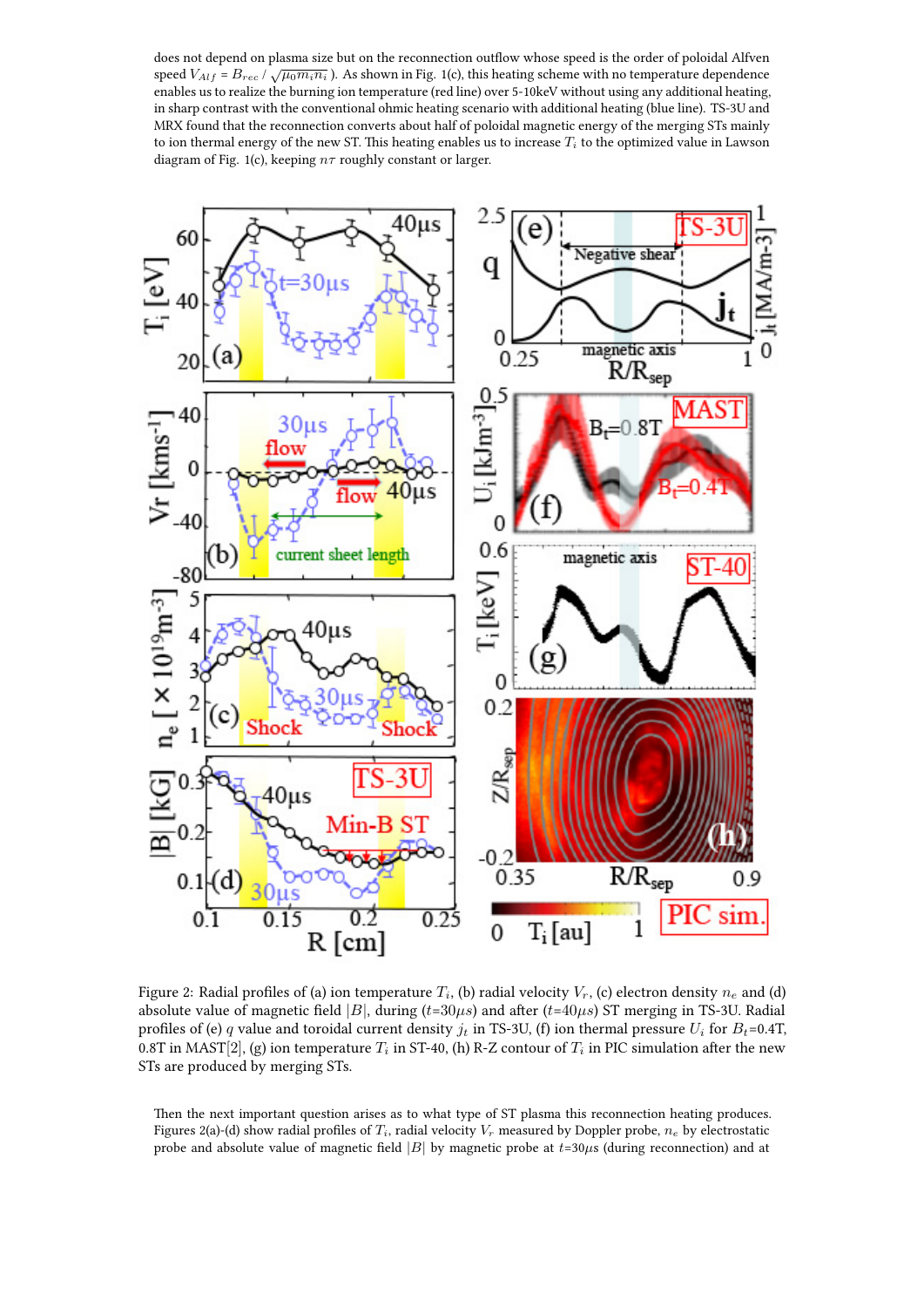does not depend on plasma size but on the reconnection outflow whose speed is the order of poloidal Alfven speed $V_{Alf} = B_{rec} / \sqrt{\mu_0 m_i n_i}$ ). As shown in Fig. 1(c), this heating scheme with no temperature dependence enables us to realize the burning ion temperature (red line) over 5-10keV without using any additional heating, in sharp contrast with the conventional ohmic heating scenario with additional heating (blue line). TS-3U and MRX found that the reconnection converts about half of poloidal magnetic energy of the merging STs mainly to ion thermal energy of the new ST. This heating enables us to increase $T_i$ to the optimized value in Lawson diagram of Fig. 1(c), keeping $n\tau$ roughly constant or larger.

Figure 2: Radial profiles of (a) ion temperature $T_i$, (b) radial velocity $V_r$, (c) electron density $n_e$ and (d) absolute value of magnetic field $|B|$, during ($t$=30$\mu s$) and after ($t$=40$\mu s$) ST merging in TS-3U. Radial profiles of (e) $q$ value and toroidal current density $j_t$ in TS-3U, (f) ion thermal pressure $U_i$ for $B_t$=0.4T, 0.8T in MAST[2], (g) ion temperature $T_i$ in ST-40, (h) R-Z contour of $T_i$ in PIC simulation after the new STs are produced by merging STs.

Then the next important question arises as to what type of ST plasma this reconnection heating produces. Figures 2(a)-(d) show radial profiles of $T_i$, radial velocity $V_r$ measured by Doppler probe, $n_e$ by electrostatic probe and absolute value of magnetic field $|B|$ by magnetic probe at $t$=30$\mu s$ (during reconnection) and at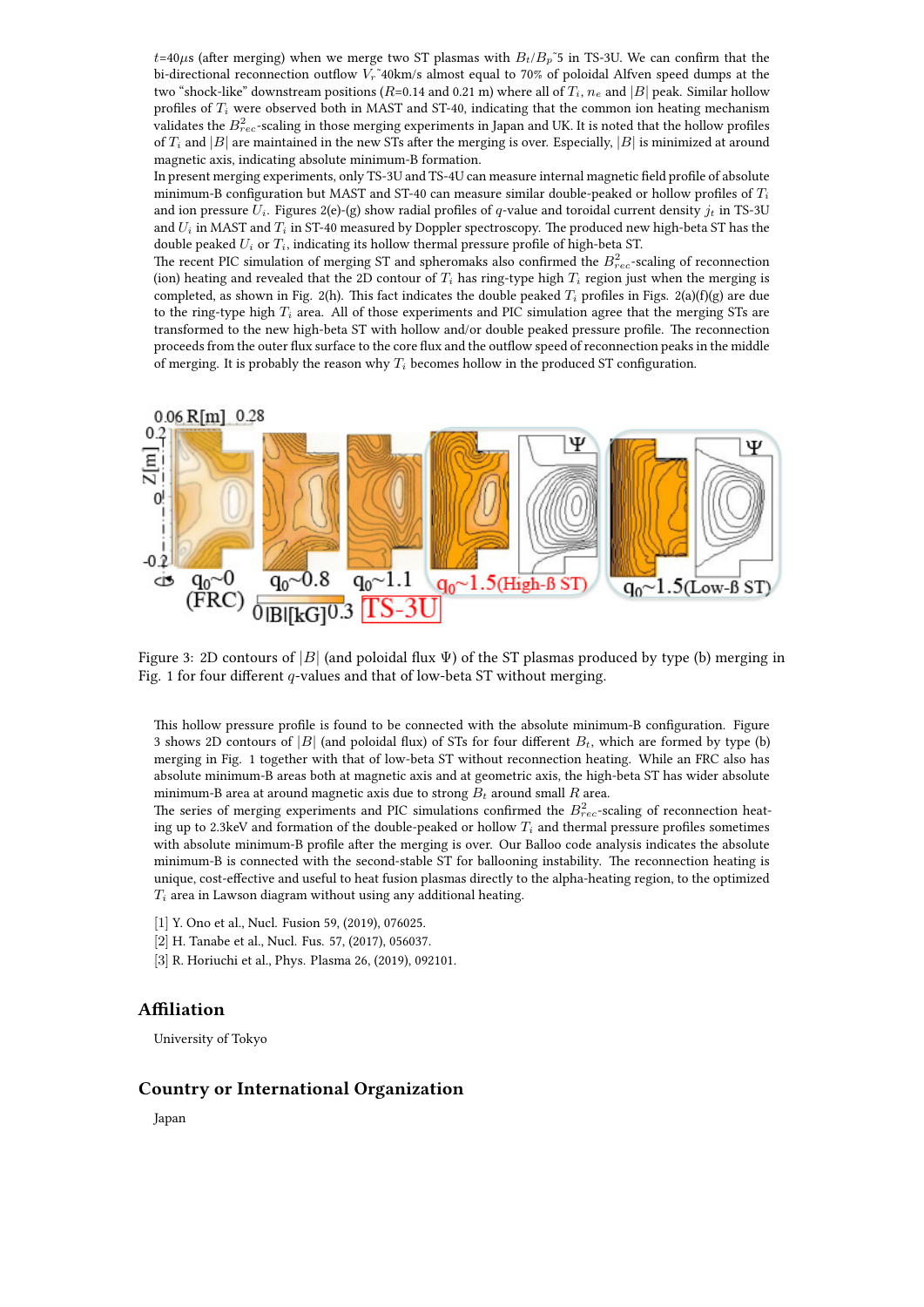$t$=40$\mu$s (after merging) when we merge two ST plasmas with $B_t/B_p$~5 in TS-3U. We can confirm that the bi-directional reconnection outflow $V_r$~40km/s almost equal to 70% of poloidal Alfven speed dumps at the two "shock-like" downstream positions ($R$=0.14 and 0.21 m) where all of $T_i$, $n_e$ and $|B|$ peak. Similar hollow profiles of $T_i$ were observed both in MAST and ST-40, indicating that the common ion heating mechanism validates the $B_{rec}^2$-scaling in those merging experiments in Japan and UK. It is noted that the hollow profiles of $T_i$ and $|B|$ are maintained in the new STs after the merging is over. Especially, $|B|$ is minimized at around magnetic axis, indicating absolute minimum-B formation.

In present merging experiments, only TS-3U and TS-4U can measure internal magnetic field profile of absolute minimum-B configuration but MAST and ST-40 can measure similar double-peaked or hollow profiles of $T_i$ and ion pressure $U_i$. Figures 2(e)-(g) show radial profiles of $q$-value and toroidal current density $j_t$ in TS-3U and $U_i$ in MAST and $T_i$ in ST-40 measured by Doppler spectroscopy. The produced new high-beta ST has the double peaked $U_i$ or $T_i$, indicating its hollow thermal pressure profile of high-beta ST.

The recent PIC simulation of merging ST and spheromaks also confirmed the $B_{rec}^2$-scaling of reconnection (ion) heating and revealed that the 2D contour of $T_i$ has ring-type high $T_i$ region just when the merging is completed, as shown in Fig. 2(h). This fact indicates the double peaked $T_i$ profiles in Figs. 2(a)(f)(g) are due to the ring-type high $T_i$ area. All of those experiments and PIC simulation agree that the merging STs are transformed to the new high-beta ST with hollow and/or double peaked pressure profile. The reconnection proceeds from the outer flux surface to the core flux and the outflow speed of reconnection peaks in the middle of merging. It is probably the reason why $T_i$ becomes hollow in the produced ST configuration.

Figure 3: 2D contours of $|B|$ (and poloidal flux $\Psi$) of the ST plasmas produced by type (b) merging in Fig. 1 for four different $q$-values and that of low-beta ST without merging.

This hollow pressure profile is found to be connected with the absolute minimum-B configuration. Figure 3 shows 2D contours of $|B|$ (and poloidal flux) of STs for four different $B_t$, which are formed by type (b) merging in Fig. 1 together with that of low-beta ST without reconnection heating. While an FRC also has absolute minimum-B areas both at magnetic axis and at geometric axis, the high-beta ST has wider absolute minimum-B area at around magnetic axis due to strong $B_t$ around small $R$ area.

The series of merging experiments and PIC simulations confirmed the $B_{rec}^2$-scaling of reconnection heating up to 2.3keV and formation of the double-peaked or hollow $T_i$ and thermal pressure profiles sometimes with absolute minimum-B profile after the merging is over. Our Balloo code analysis indicates the absolute minimum-B is connected with the second-stable ST for ballooning instability. The reconnection heating is unique, cost-effective and useful to heat fusion plasmas directly to the alpha-heating region, to the optimized $T_i$ area in Lawson diagram without using any additional heating.

[1] Y. Ono et al., Nucl. Fusion 59, (2019), 076025.
[2] H. Tanabe et al., Nucl. Fus. 57, (2017), 056037.
[3] R. Horiuchi et al., Phys. Plasma 26, (2019), 092101.

## Affiliation

University of Tokyo

## Country or International Organization

Japan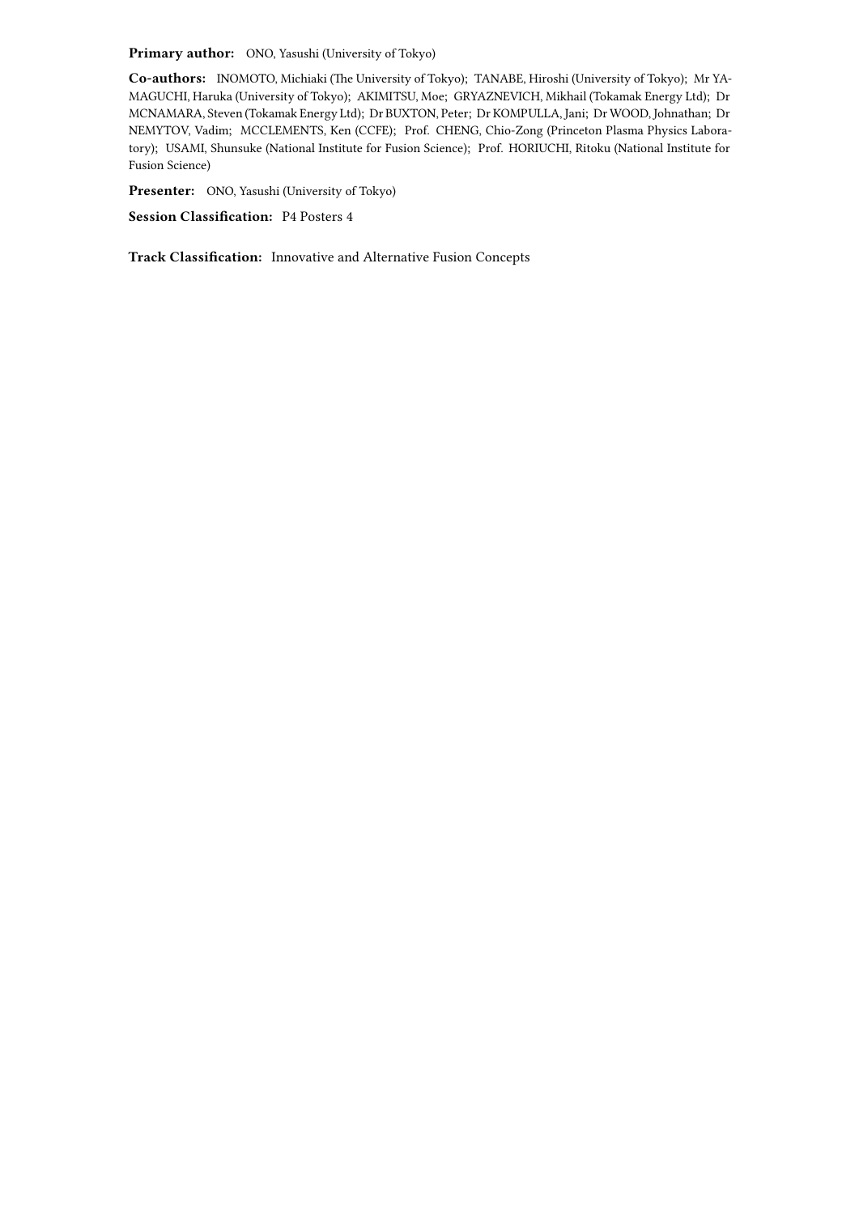**Primary author:** ONO, Yasushi (University of Tokyo)

**Co-authors:** INOMOTO, Michiaki (The University of Tokyo); TANABE, Hiroshi (University of Tokyo); Mr YAMAGUCHI, Haruka (University of Tokyo); AKIMITSU, Moe; GRYAZNEVICH, Mikhail (Tokamak Energy Ltd); Dr MCNAMARA, Steven (Tokamak Energy Ltd); Dr BUXTON, Peter; Dr KOMPULLA, Jani; Dr WOOD, Johnathan; Dr NEMYTOV, Vadim; MCCLEMENTS, Ken (CCFE); Prof. CHENG, Chio-Zong (Princeton Plasma Physics Laboratory); USAMI, Shunsuke (National Institute for Fusion Science); Prof. HORIUCHI, Ritoku (National Institute for Fusion Science)

**Presenter:** ONO, Yasushi (University of Tokyo)

**Session Classification:** P4 Posters 4

**Track Classification:** Innovative and Alternative Fusion Concepts